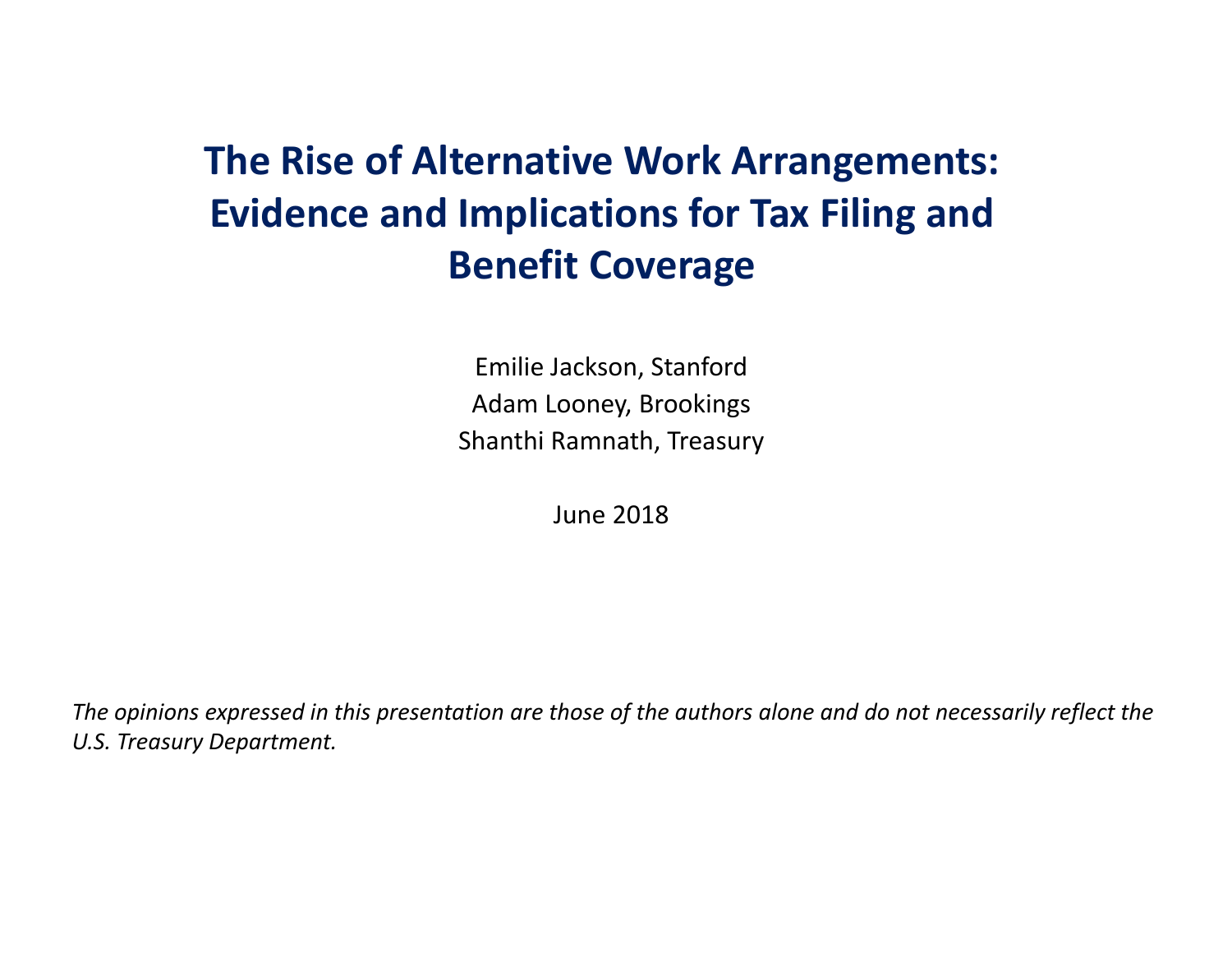# The Rise of Alternative Work Arrangements: Evidence and Implications for Tax Filing and Benefit Coverage

Emilie Jackson, Stanford

Adam Looney, Brookings

Shanthi Ramnath, Treasury

June 2018

*The opinions expressed in this presentation are those of the authors alone and do not necessarily reflect the U.S. Treasury Department.*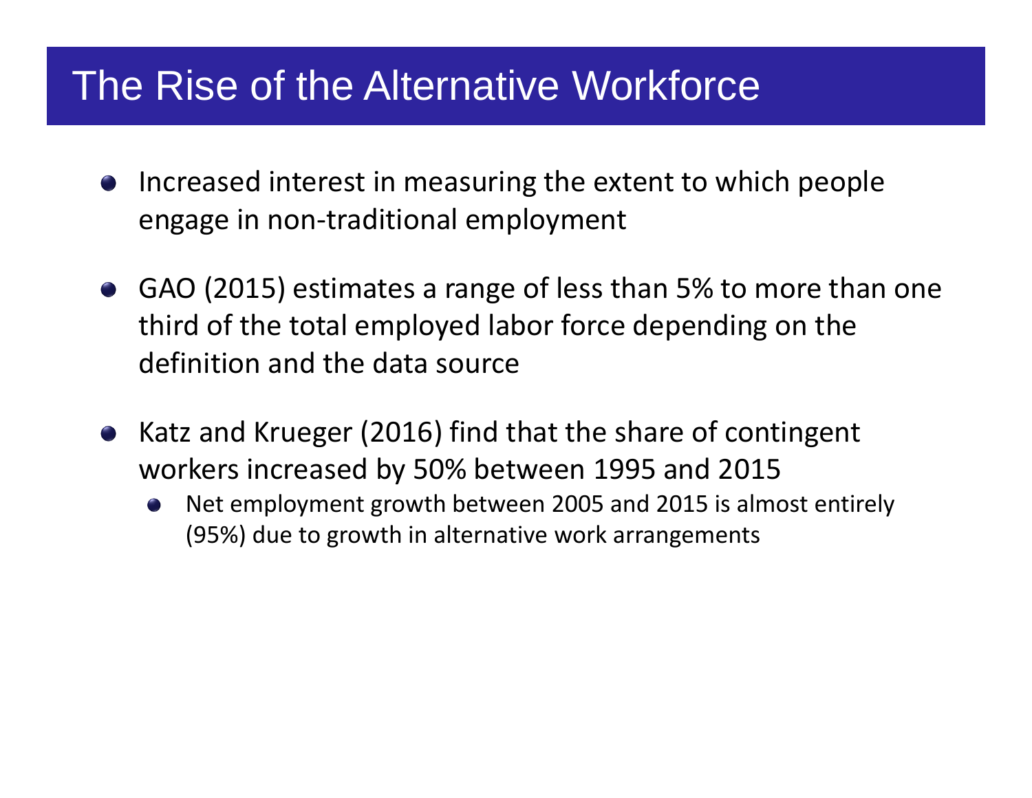# The Rise of the Alternative Workforce

- Increased interest in measuring the extent to which people engage in non-traditional employment

- GAO (2015) estimates a range of less than 5% to more than one third of the total employed labor force depending on the definition and the data source

- Katz and Krueger (2016) find that the share of contingent workers increased by 50% between 1995 and 2015
  - Net employment growth between 2005 and 2015 is almost entirely (95%) due to growth in alternative work arrangements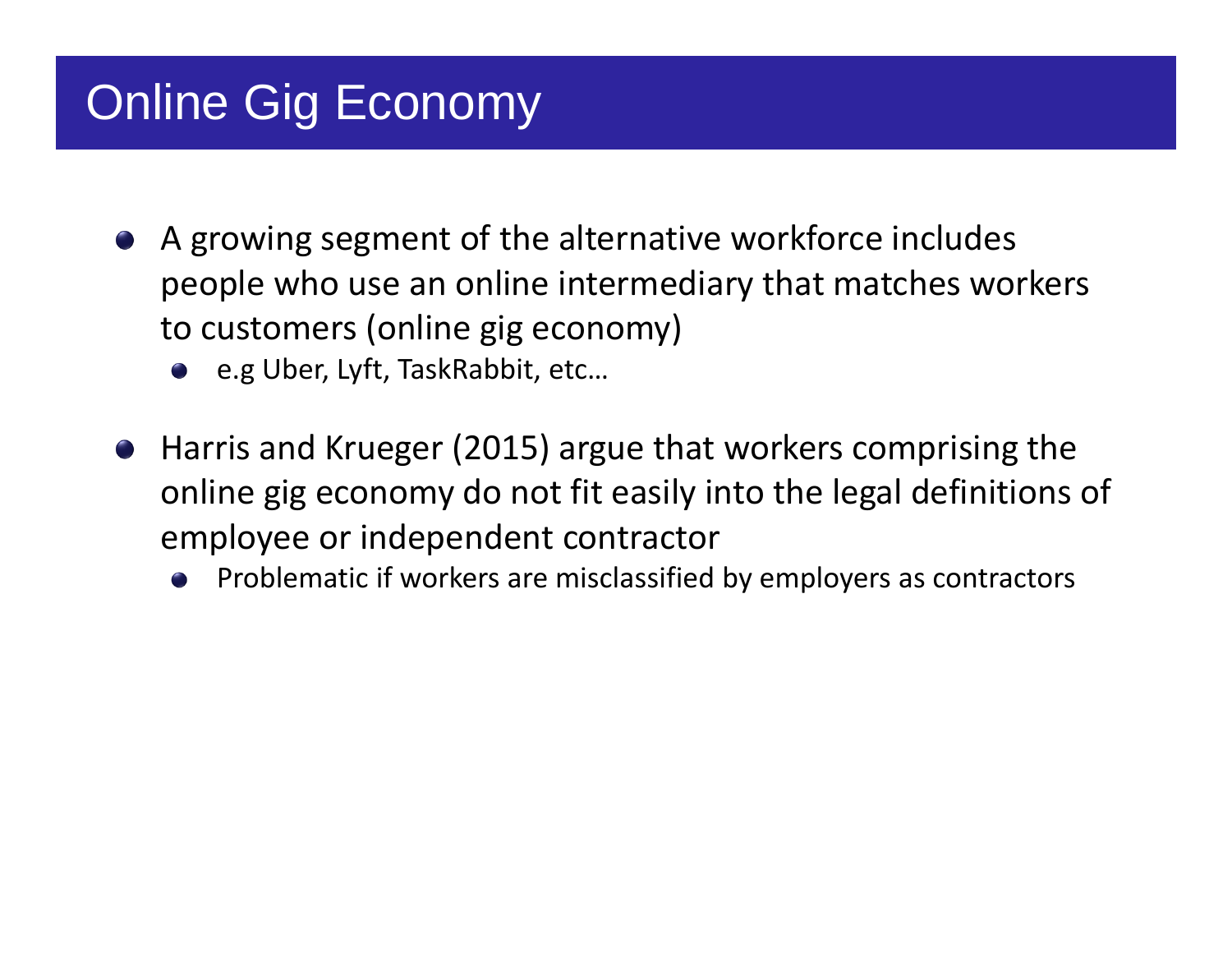# Online Gig Economy

- A growing segment of the alternative workforce includes people who use an online intermediary that matches workers to customers (online gig economy)
  - e.g Uber, Lyft, TaskRabbit, etc…
- Harris and Krueger (2015) argue that workers comprising the online gig economy do not fit easily into the legal definitions of employee or independent contractor
  - Problematic if workers are misclassified by employers as contractors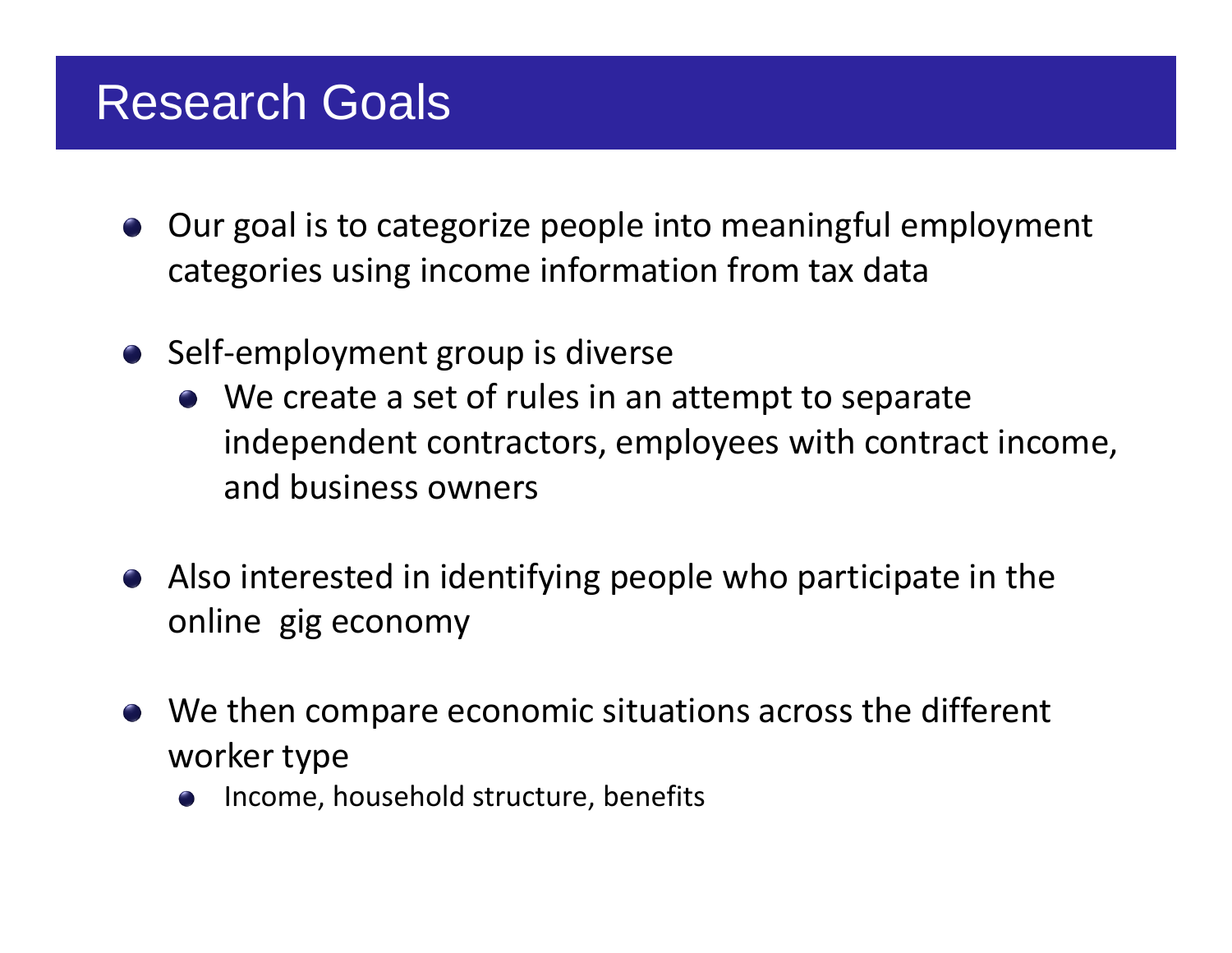# Research Goals

- Our goal is to categorize people into meaningful employment categories using income information from tax data

- Self-employment group is diverse
  - We create a set of rules in an attempt to separate independent contractors, employees with contract income, and business owners

- Also interested in identifying people who participate in the online gig economy

- We then compare economic situations across the different worker type
  - Income, household structure, benefits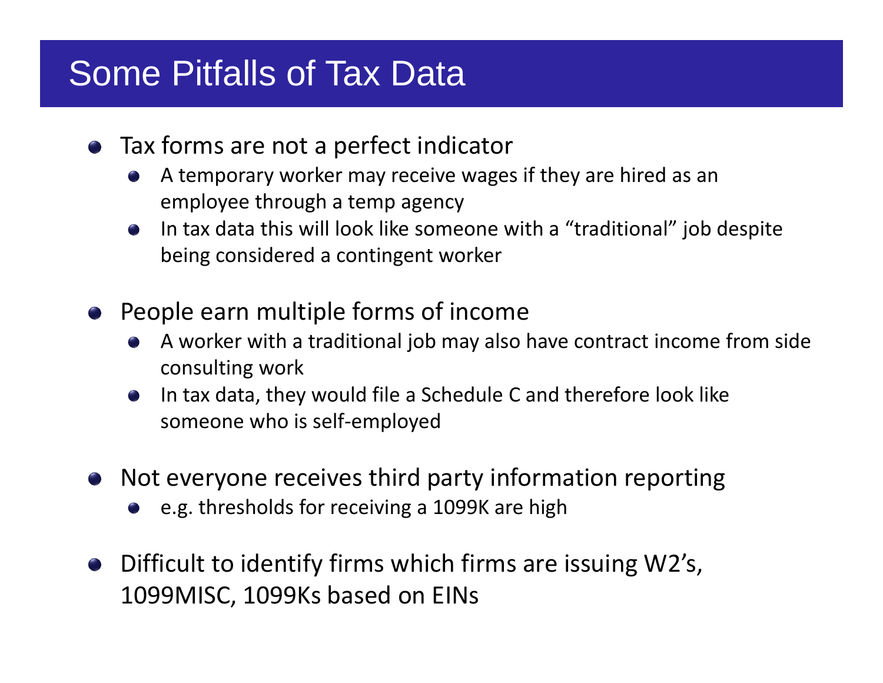# Some Pitfalls of Tax Data

- Tax forms are not a perfect indicator
  - A temporary worker may receive wages if they are hired as an employee through a temp agency
  - In tax data this will look like someone with a "traditional" job despite being considered a contingent worker
- People earn multiple forms of income
  - A worker with a traditional job may also have contract income from side consulting work
  - In tax data, they would file a Schedule C and therefore look like someone who is self-employed
- Not everyone receives third party information reporting
  - e.g. thresholds for receiving a 1099K are high
- Difficult to identify firms which firms are issuing W2's, 1099MISC, 1099Ks based on EINs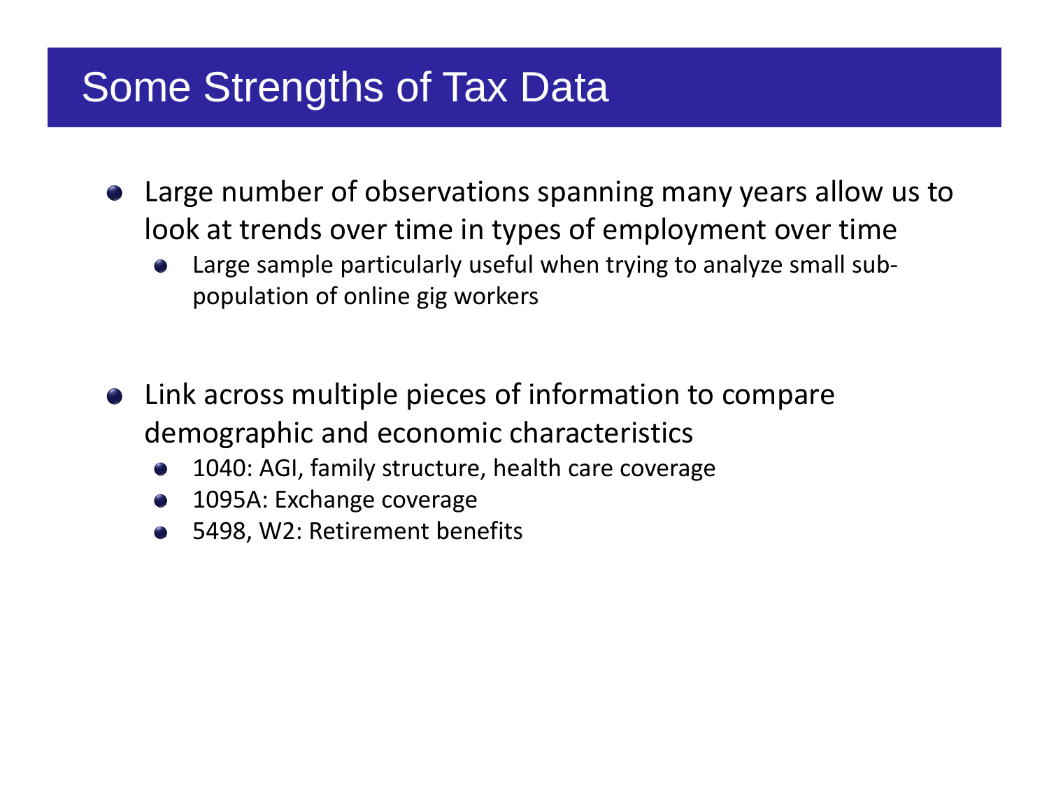# Some Strengths of Tax Data

- Large number of observations spanning many years allow us to look at trends over time in types of employment over time
  - Large sample particularly useful when trying to analyze small sub-population of online gig workers

- Link across multiple pieces of information to compare demographic and economic characteristics
  - 1040: AGI, family structure, health care coverage
  - 1095A: Exchange coverage
  - 5498, W2: Retirement benefits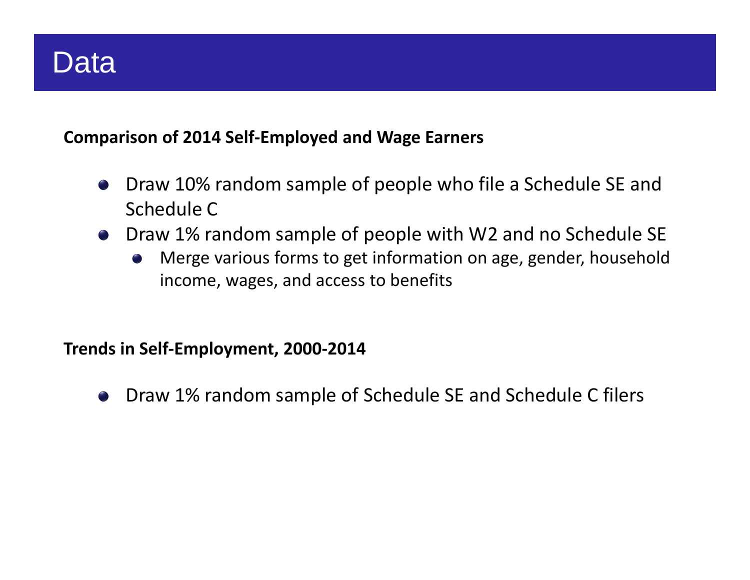# Data

**Comparison of 2014 Self-Employed and Wage Earners**

- Draw 10% random sample of people who file a Schedule SE and Schedule C
- Draw 1% random sample of people with W2 and no Schedule SE
  - Merge various forms to get information on age, gender, household income, wages, and access to benefits

**Trends in Self-Employment, 2000-2014**

- Draw 1% random sample of Schedule SE and Schedule C filers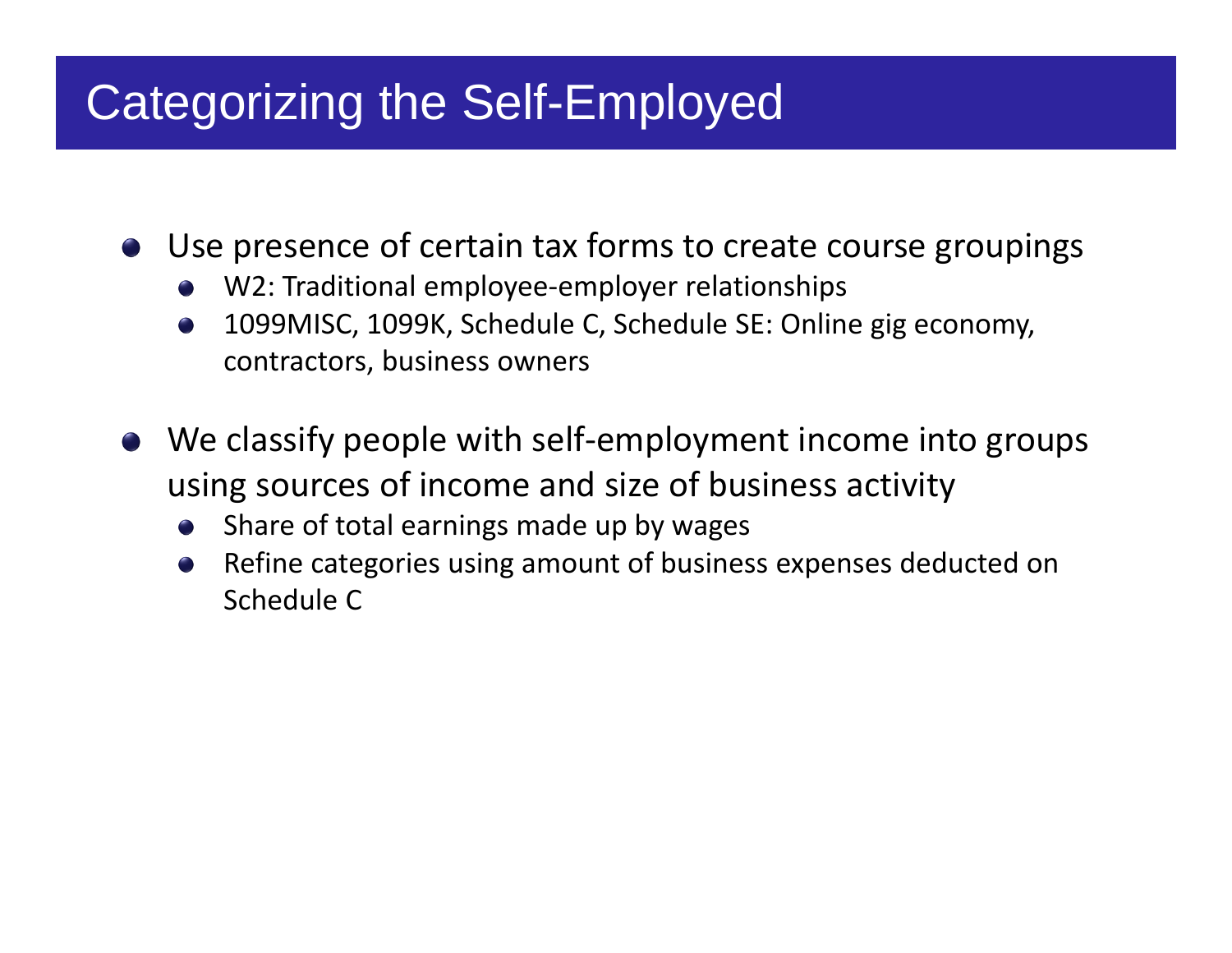# Categorizing the Self-Employed

- Use presence of certain tax forms to create course groupings
  - W2: Traditional employee-employer relationships
  - 1099MISC, 1099K, Schedule C, Schedule SE: Online gig economy, contractors, business owners

- We classify people with self-employment income into groups using sources of income and size of business activity
  - Share of total earnings made up by wages
  - Refine categories using amount of business expenses deducted on Schedule C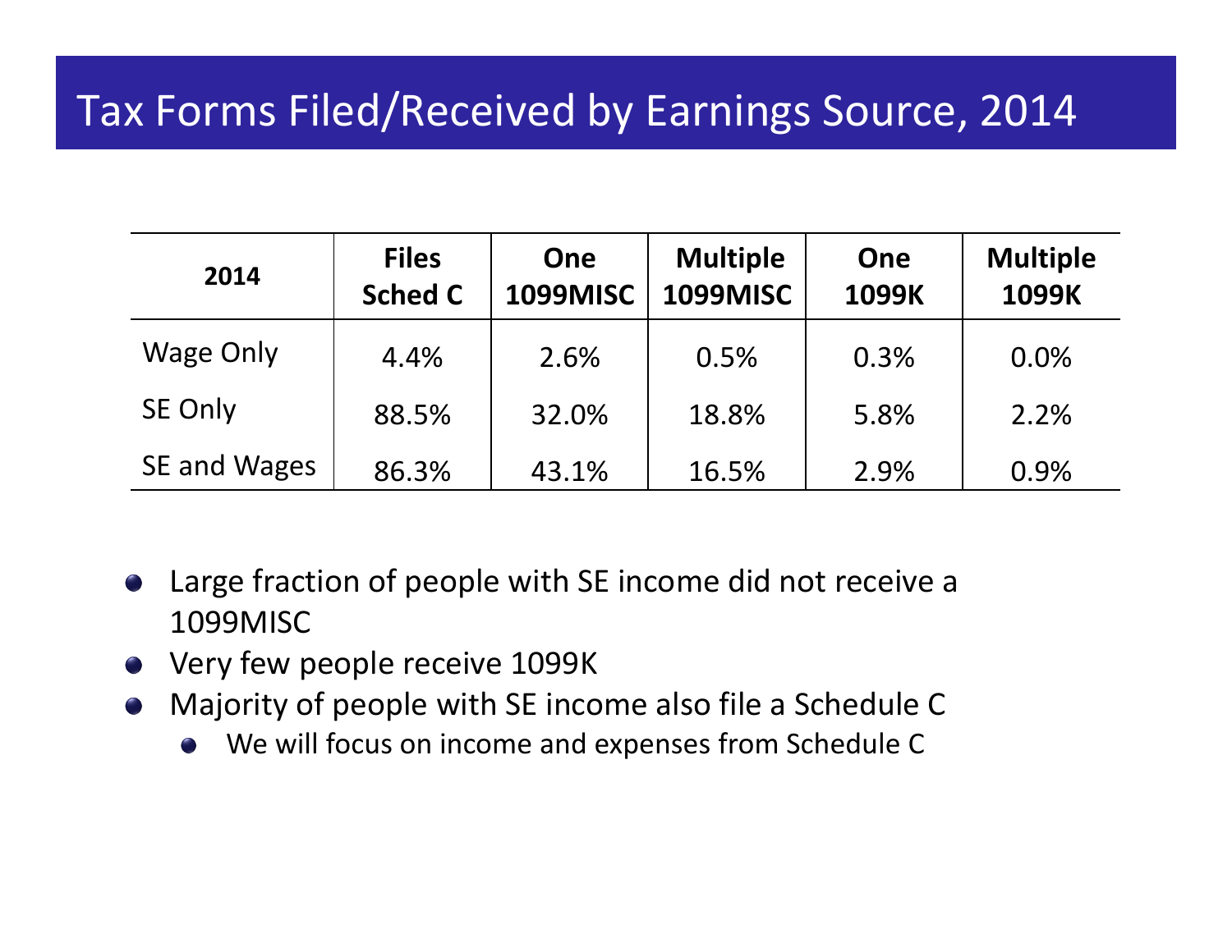# Tax Forms Filed/Received by Earnings Source, 2014

| 2014 | Files Sched C | One 1099MISC | Multiple 1099MISC | One 1099K | Multiple 1099K |
|---|---|---|---|---|---|
| Wage Only | 4.4% | 2.6% | 0.5% | 0.3% | 0.0% |
| SE Only | 88.5% | 32.0% | 18.8% | 5.8% | 2.2% |
| SE and Wages | 86.3% | 43.1% | 16.5% | 2.9% | 0.9% |

- Large fraction of people with SE income did not receive a 1099MISC
- Very few people receive 1099K
- Majority of people with SE income also file a Schedule C
  - We will focus on income and expenses from Schedule C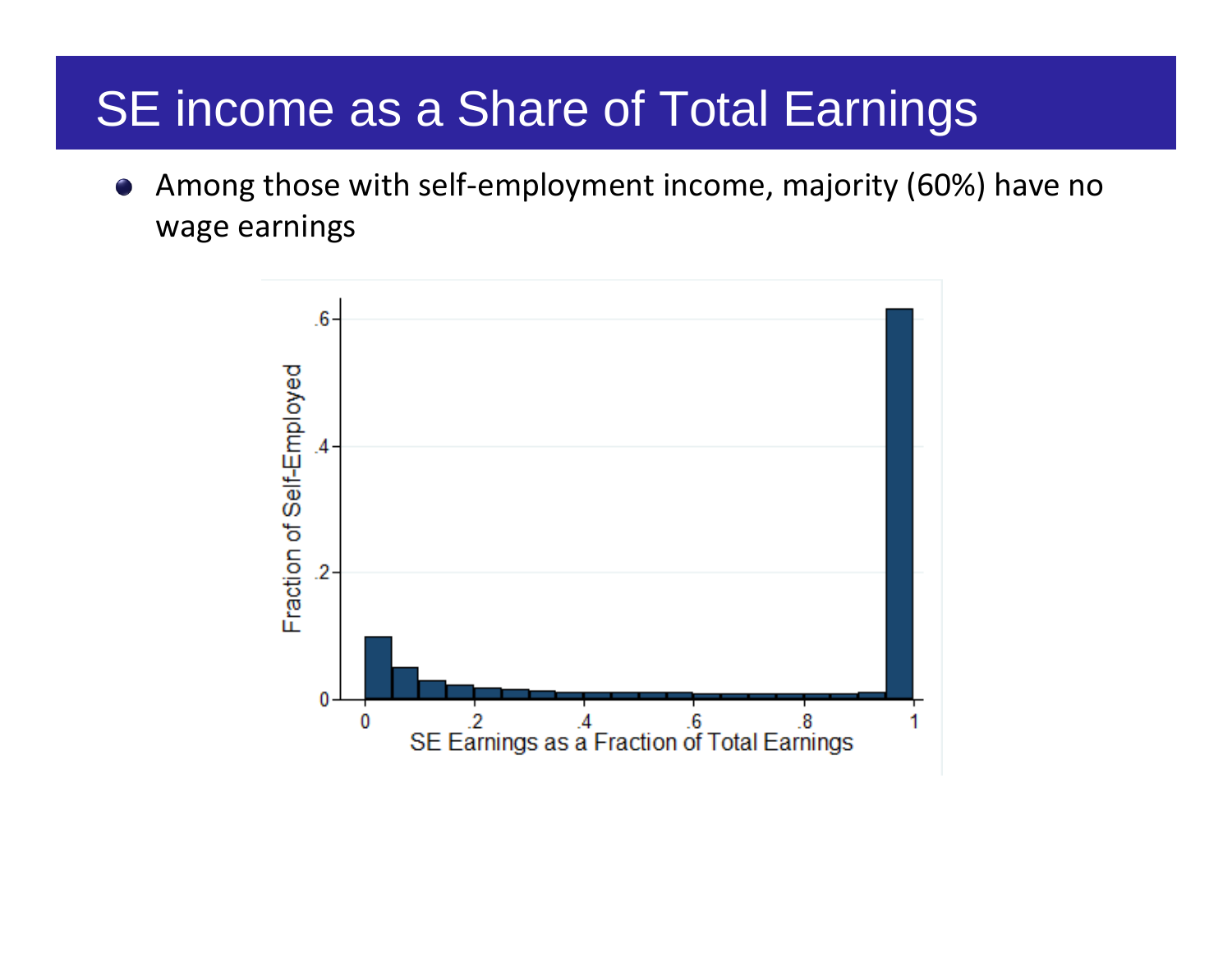# SE income as a Share of Total Earnings

- Among those with self-employment income, majority (60%) have no wage earnings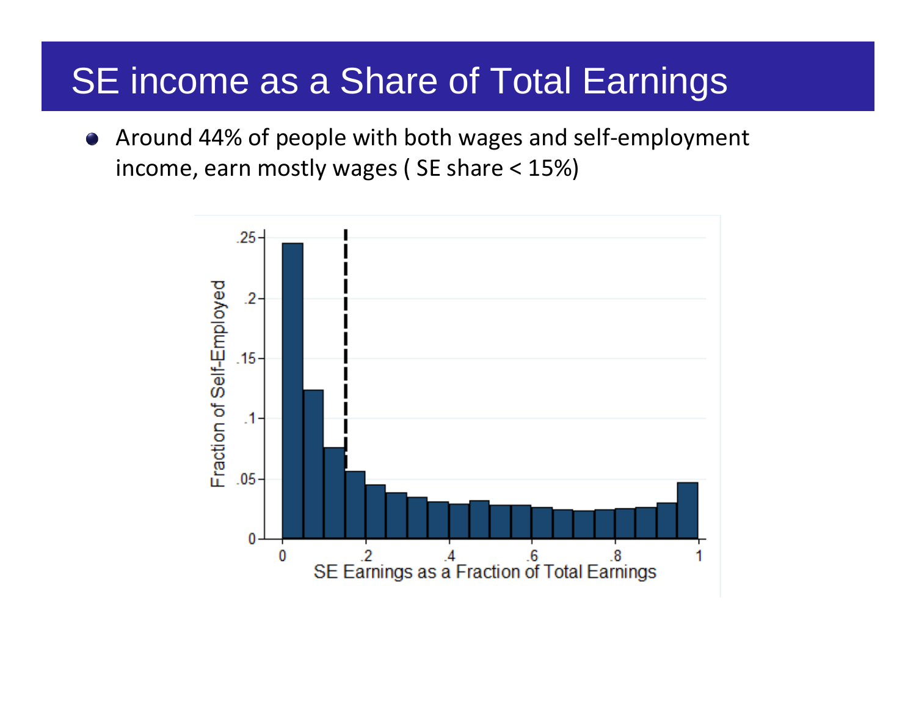# SE income as a Share of Total Earnings

- Around 44% of people with both wages and self-employment income, earn mostly wages ( SE share < 15%)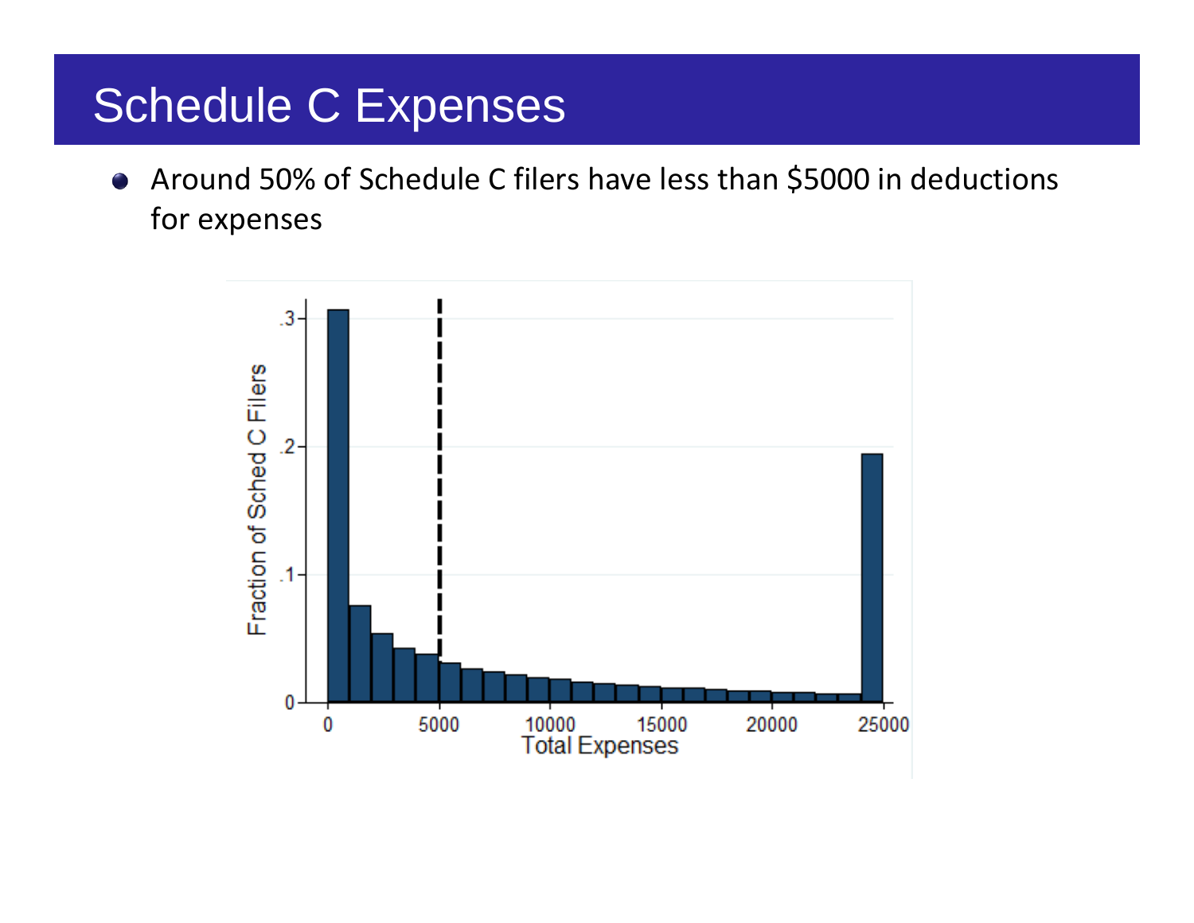# Schedule C Expenses

- Around 50% of Schedule C filers have less than $5000 in deductions for expenses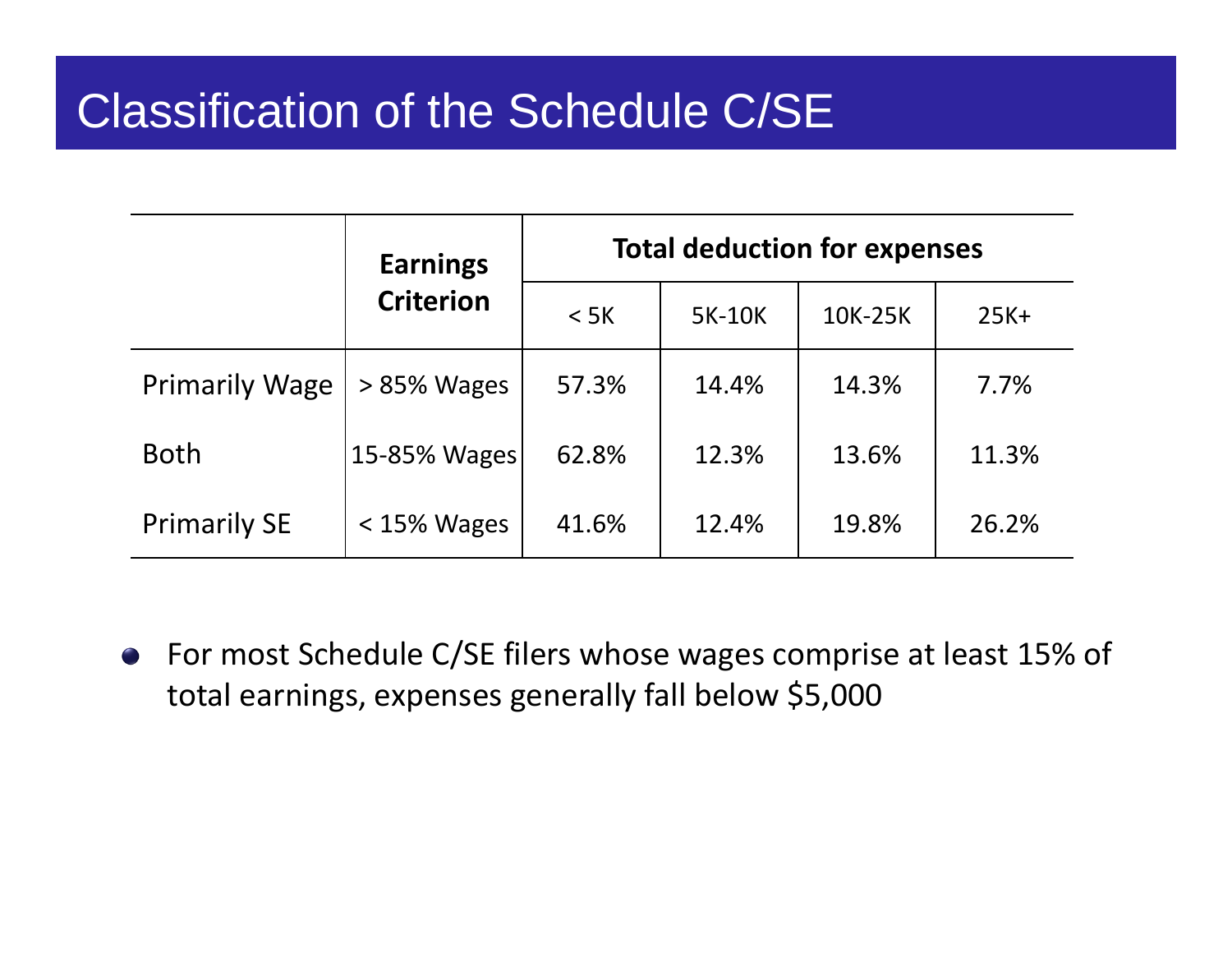# Classification of the Schedule C/SE

| | Earnings Criterion | Total deduction for expenses | | | |
|---|---|---|---|---|---|
| | | < 5K | 5K-10K | 10K-25K | 25K+ |
| Primarily Wage | > 85% Wages | 57.3% | 14.4% | 14.3% | 7.7% |
| Both | 15-85% Wages | 62.8% | 12.3% | 13.6% | 11.3% |
| Primarily SE | < 15% Wages | 41.6% | 12.4% | 19.8% | 26.2% |

- For most Schedule C/SE filers whose wages comprise at least 15% of total earnings, expenses generally fall below $5,000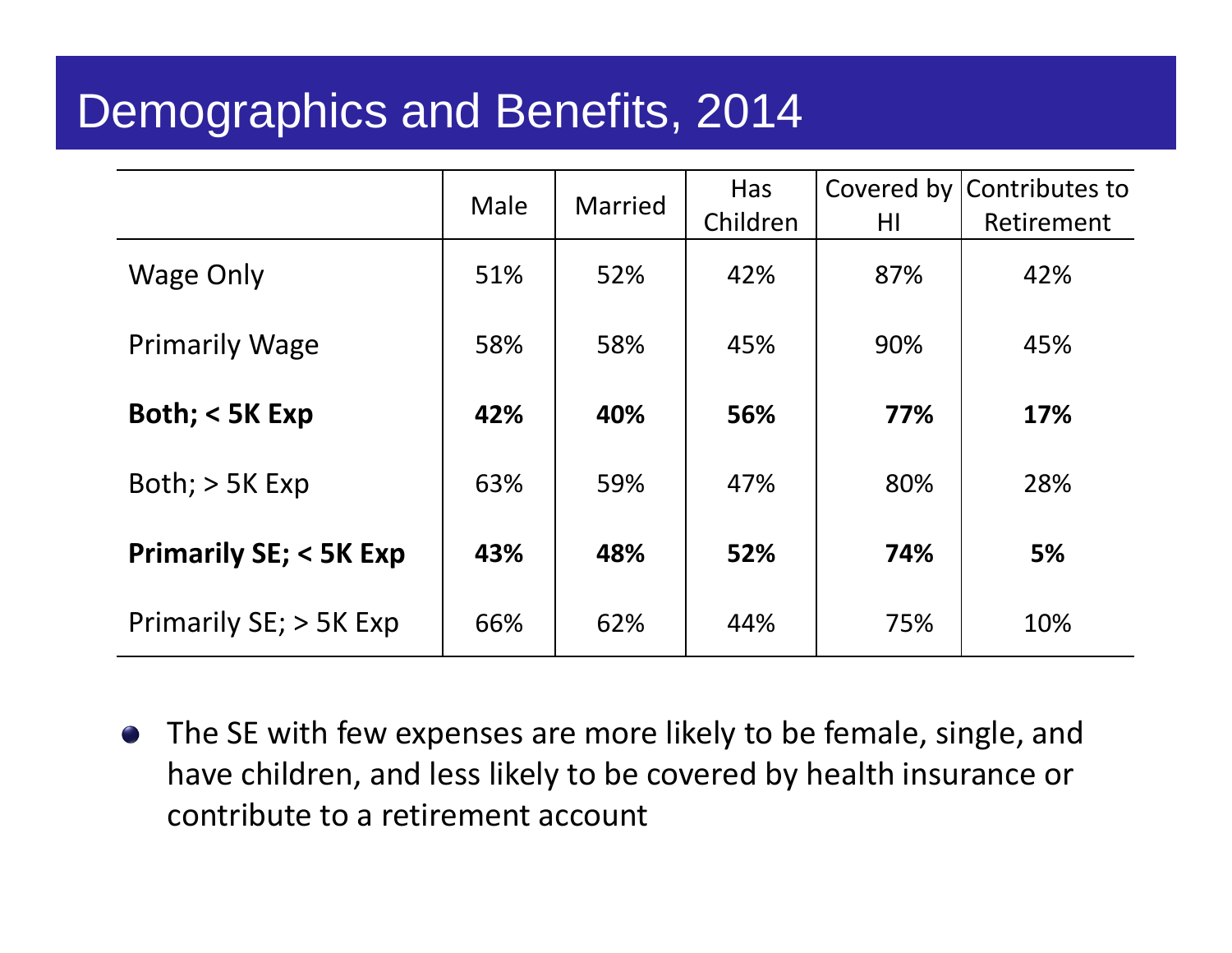# Demographics and Benefits, 2014

| | Male | Married | Has Children | Covered by HI | Contributes to Retirement |
|---|---|---|---|---|---|
| Wage Only | 51% | 52% | 42% | 87% | 42% |
| Primarily Wage | 58% | 58% | 45% | 90% | 45% |
| **Both; < 5K Exp** | **42%** | **40%** | **56%** | **77%** | **17%** |
| Both; > 5K Exp | 63% | 59% | 47% | 80% | 28% |
| **Primarily SE; < 5K Exp** | **43%** | **48%** | **52%** | **74%** | **5%** |
| Primarily SE; > 5K Exp | 66% | 62% | 44% | 75% | 10% |

- The SE with few expenses are more likely to be female, single, and have children, and less likely to be covered by health insurance or contribute to a retirement account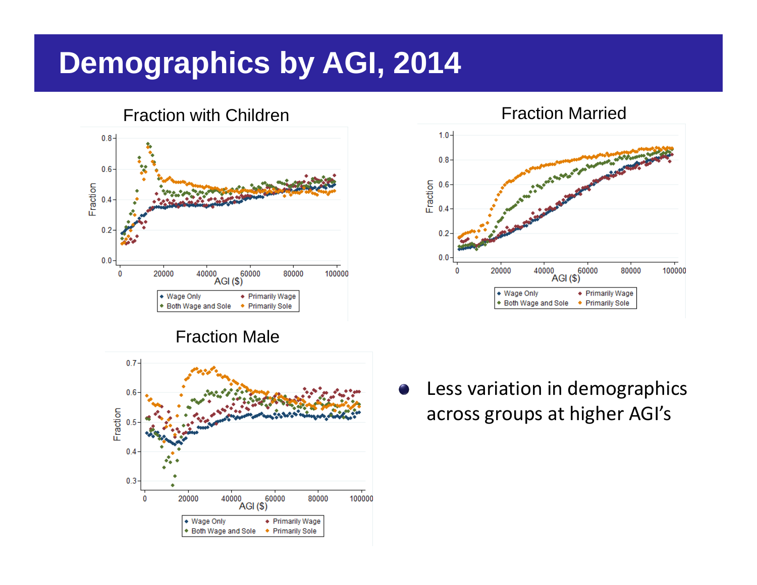# Demographics by AGI, 2014

Fraction with Children

Fraction Married

Fraction Male

- Less variation in demographics across groups at higher AGI's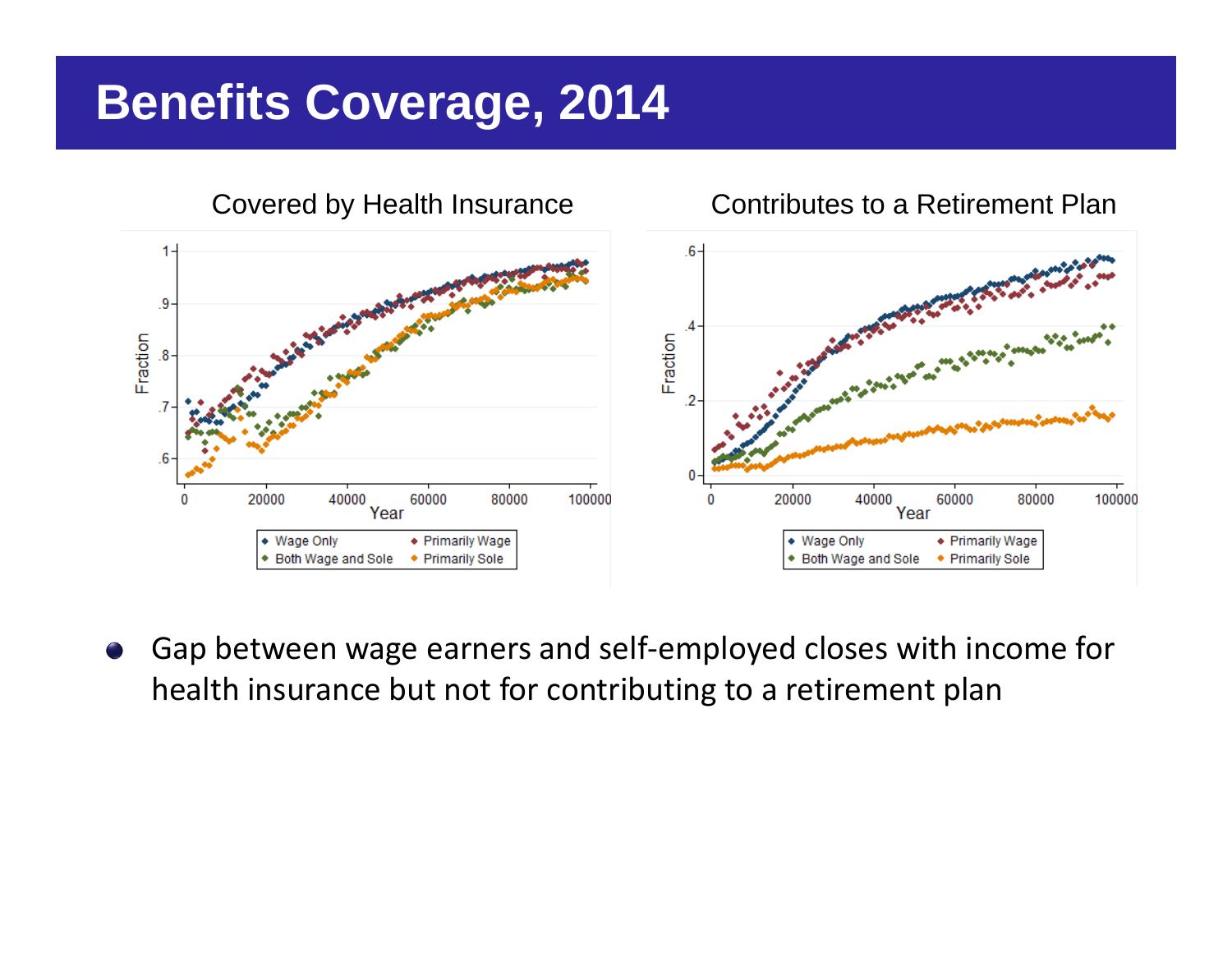# Benefits Coverage, 2014

Covered by Health Insurance

Contributes to a Retirement Plan

- Gap between wage earners and self-employed closes with income for health insurance but not for contributing to a retirement plan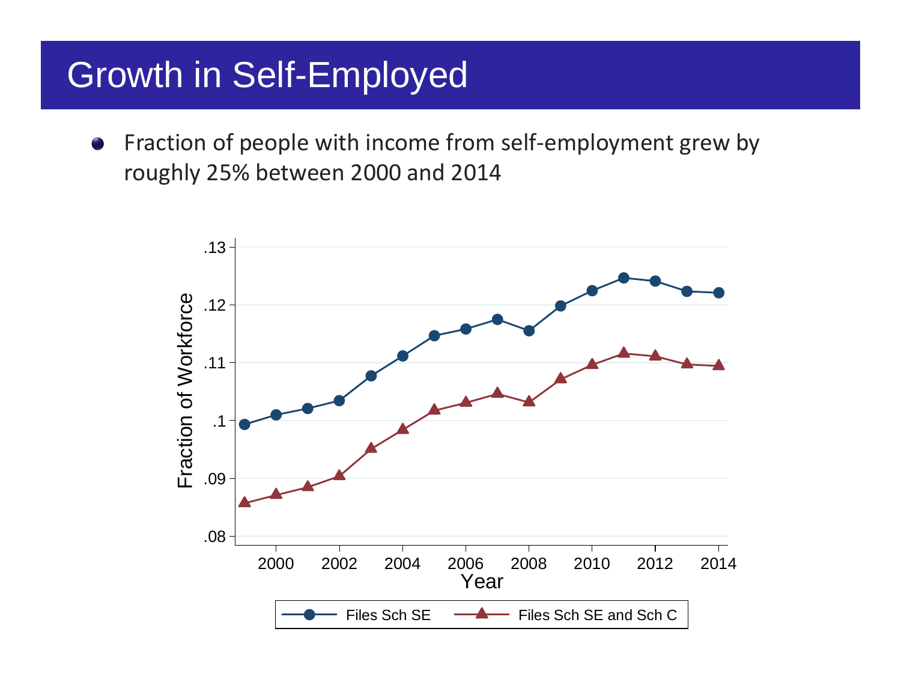# Growth in Self-Employed

- Fraction of people with income from self-employment grew by roughly 25% between 2000 and 2014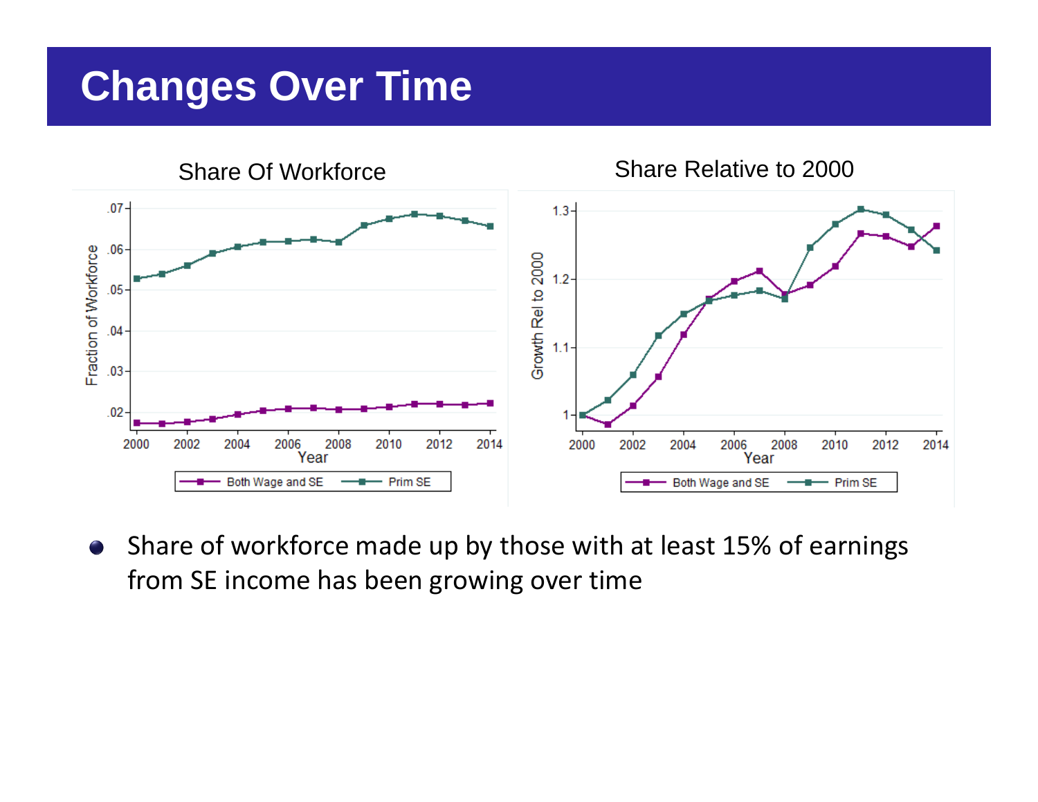# Changes Over Time

Share Of Workforce

Share Relative to 2000

- Share of workforce made up by those with at least 15% of earnings from SE income has been growing over time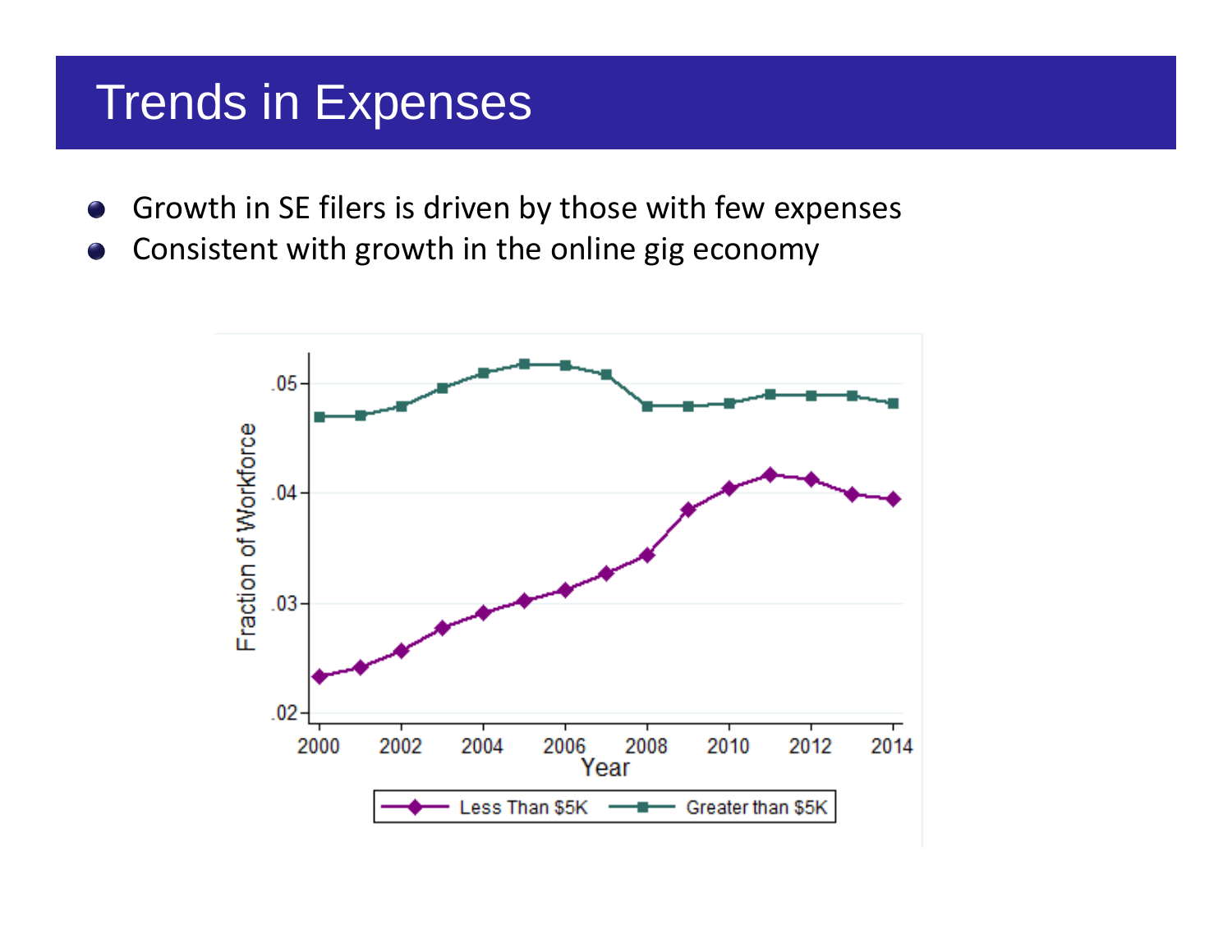# Trends in Expenses

- Growth in SE filers is driven by those with few expenses
- Consistent with growth in the online gig economy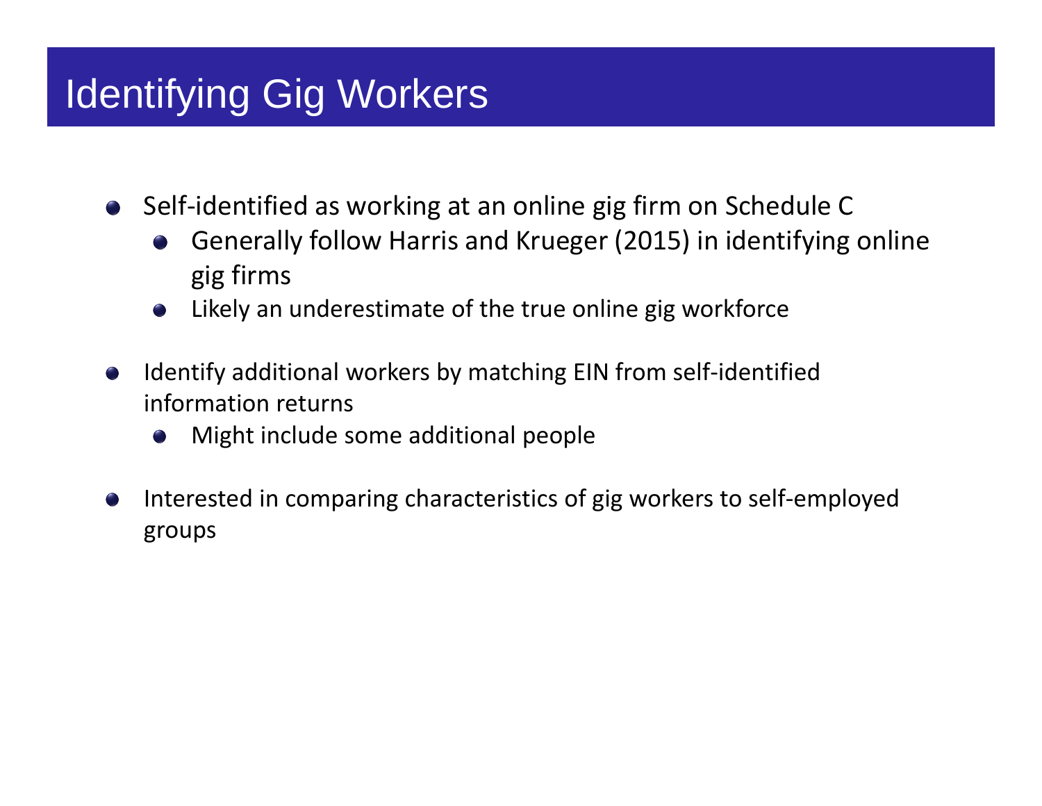# Identifying Gig Workers

- Self-identified as working at an online gig firm on Schedule C
  - Generally follow Harris and Krueger (2015) in identifying online gig firms
  - Likely an underestimate of the true online gig workforce
- Identify additional workers by matching EIN from self-identified information returns
  - Might include some additional people
- Interested in comparing characteristics of gig workers to self-employed groups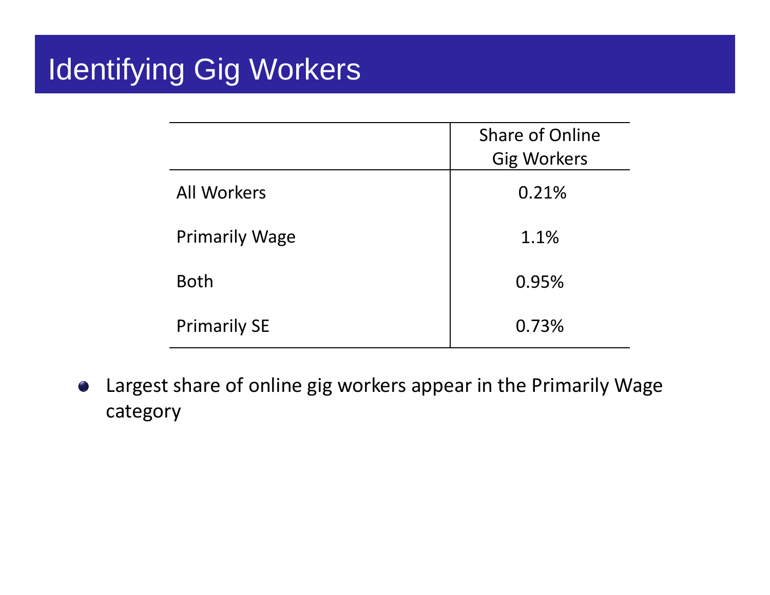# Identifying Gig Workers

| | Share of Online Gig Workers |
|---|---|
| All Workers | 0.21% |
| Primarily Wage | 1.1% |
| Both | 0.95% |
| Primarily SE | 0.73% |

- Largest share of online gig workers appear in the Primarily Wage category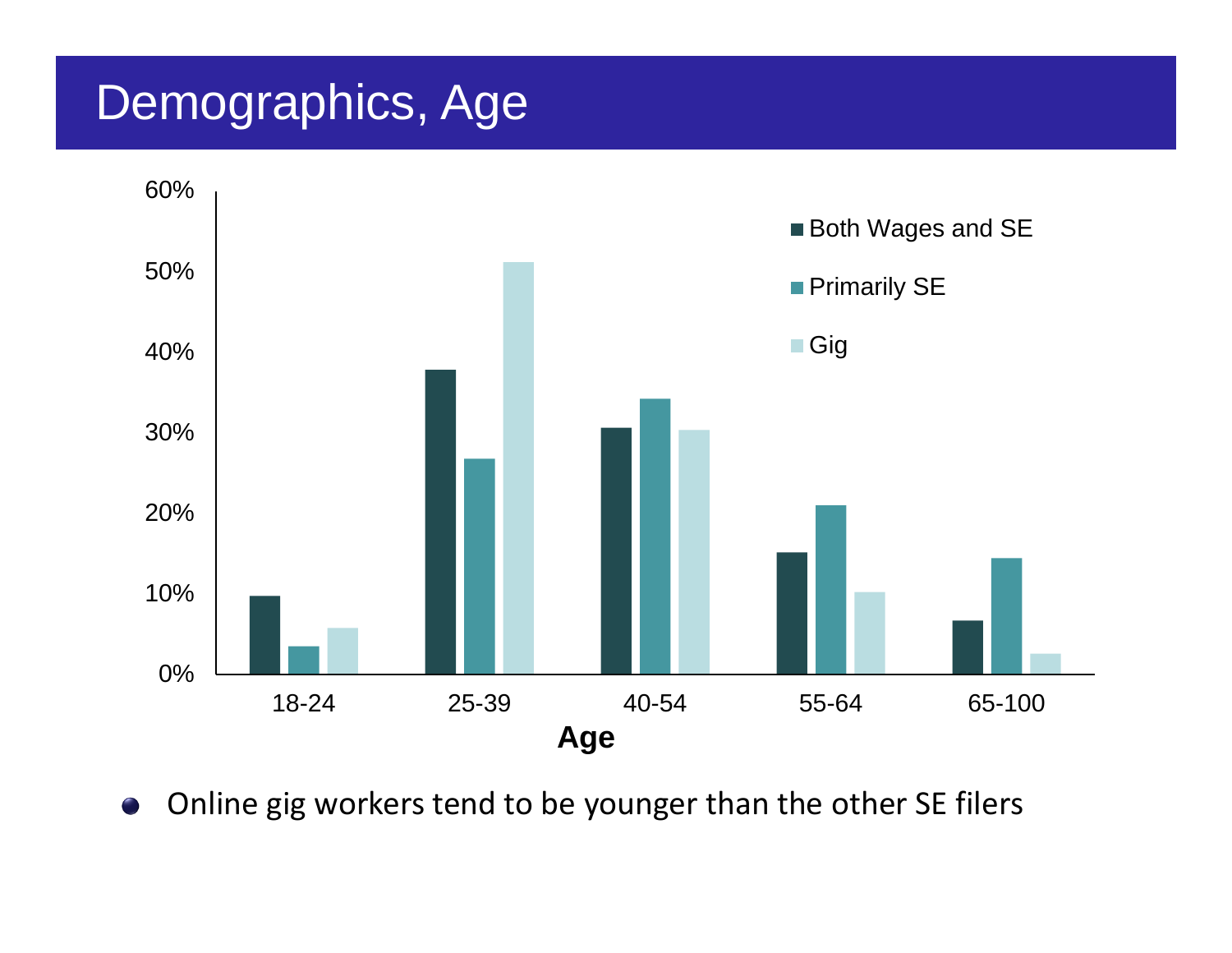# Demographics, Age

- Online gig workers tend to be younger than the other SE filers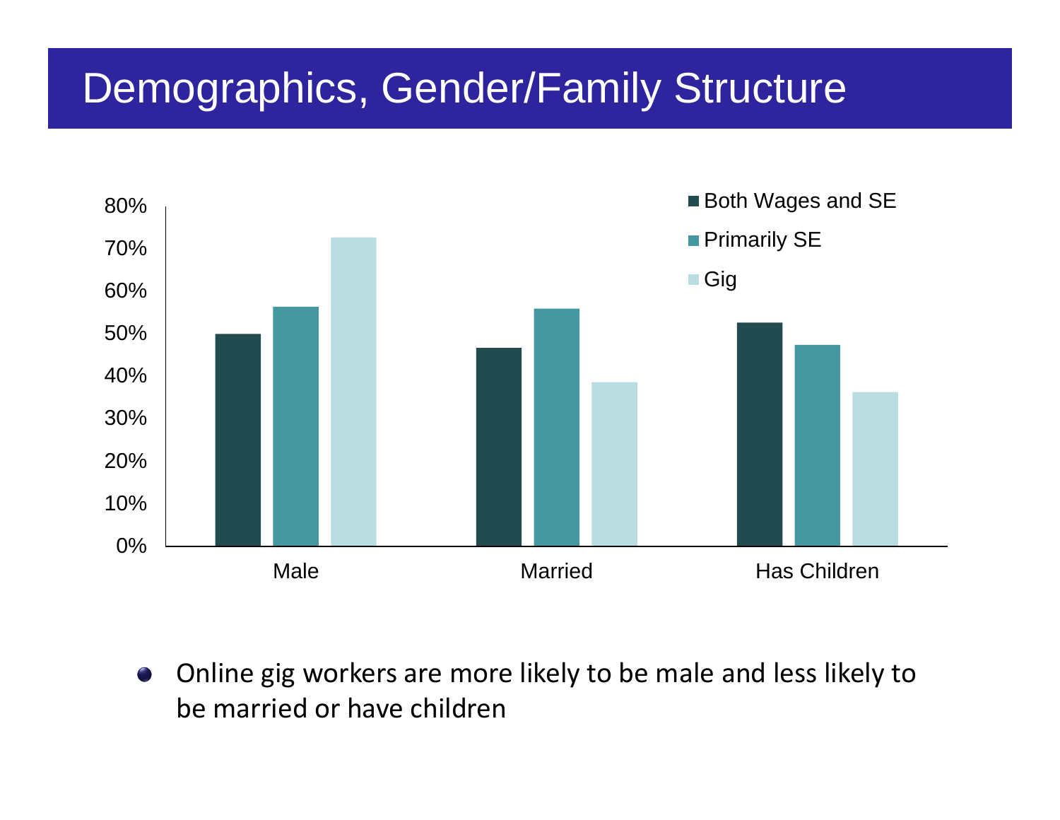# Demographics, Gender/Family Structure

- Online gig workers are more likely to be male and less likely to be married or have children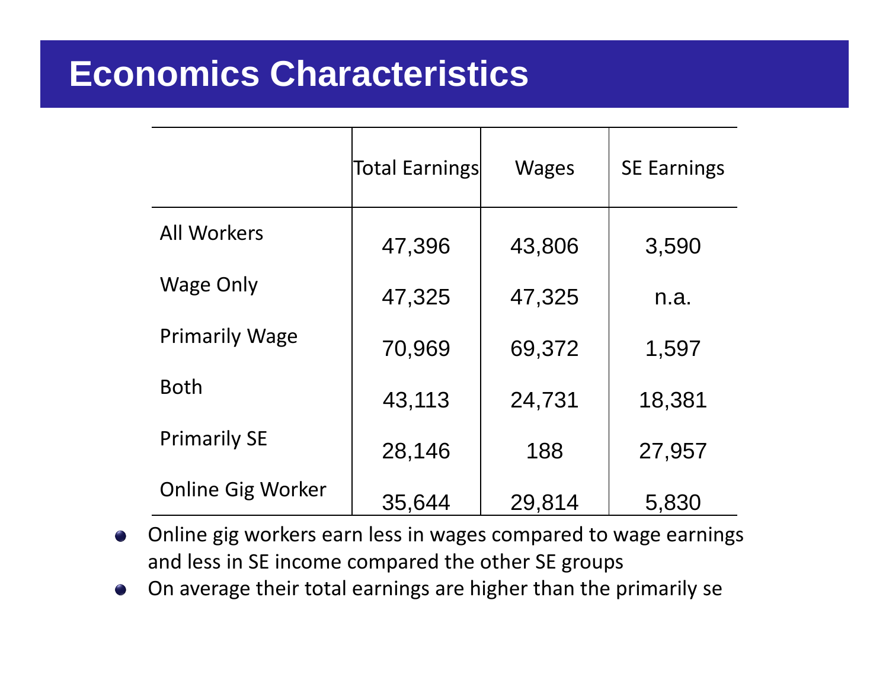# Economics Characteristics

| | Total Earnings | Wages | SE Earnings |
|---|---|---|---|
| All Workers | 47,396 | 43,806 | 3,590 |
| Wage Only | 47,325 | 47,325 | n.a. |
| Primarily Wage | 70,969 | 69,372 | 1,597 |
| Both | 43,113 | 24,731 | 18,381 |
| Primarily SE | 28,146 | 188 | 27,957 |
| Online Gig Worker | 35,644 | 29,814 | 5,830 |

- Online gig workers earn less in wages compared to wage earnings and less in SE income compared the other SE groups
- On average their total earnings are higher than the primarily se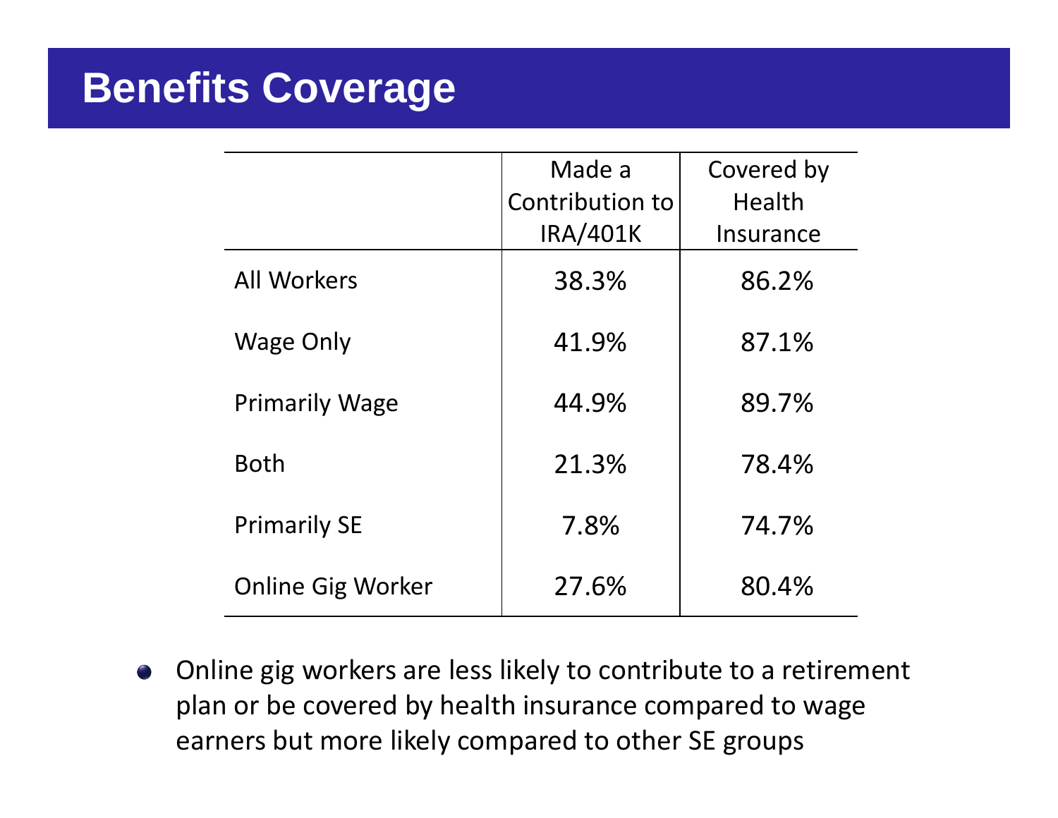# Benefits Coverage

| | Made a Contribution to IRA/401K | Covered by Health Insurance |
|---|---|---|
| All Workers | 38.3% | 86.2% |
| Wage Only | 41.9% | 87.1% |
| Primarily Wage | 44.9% | 89.7% |
| Both | 21.3% | 78.4% |
| Primarily SE | 7.8% | 74.7% |
| Online Gig Worker | 27.6% | 80.4% |

- Online gig workers are less likely to contribute to a retirement plan or be covered by health insurance compared to wage earners but more likely compared to other SE groups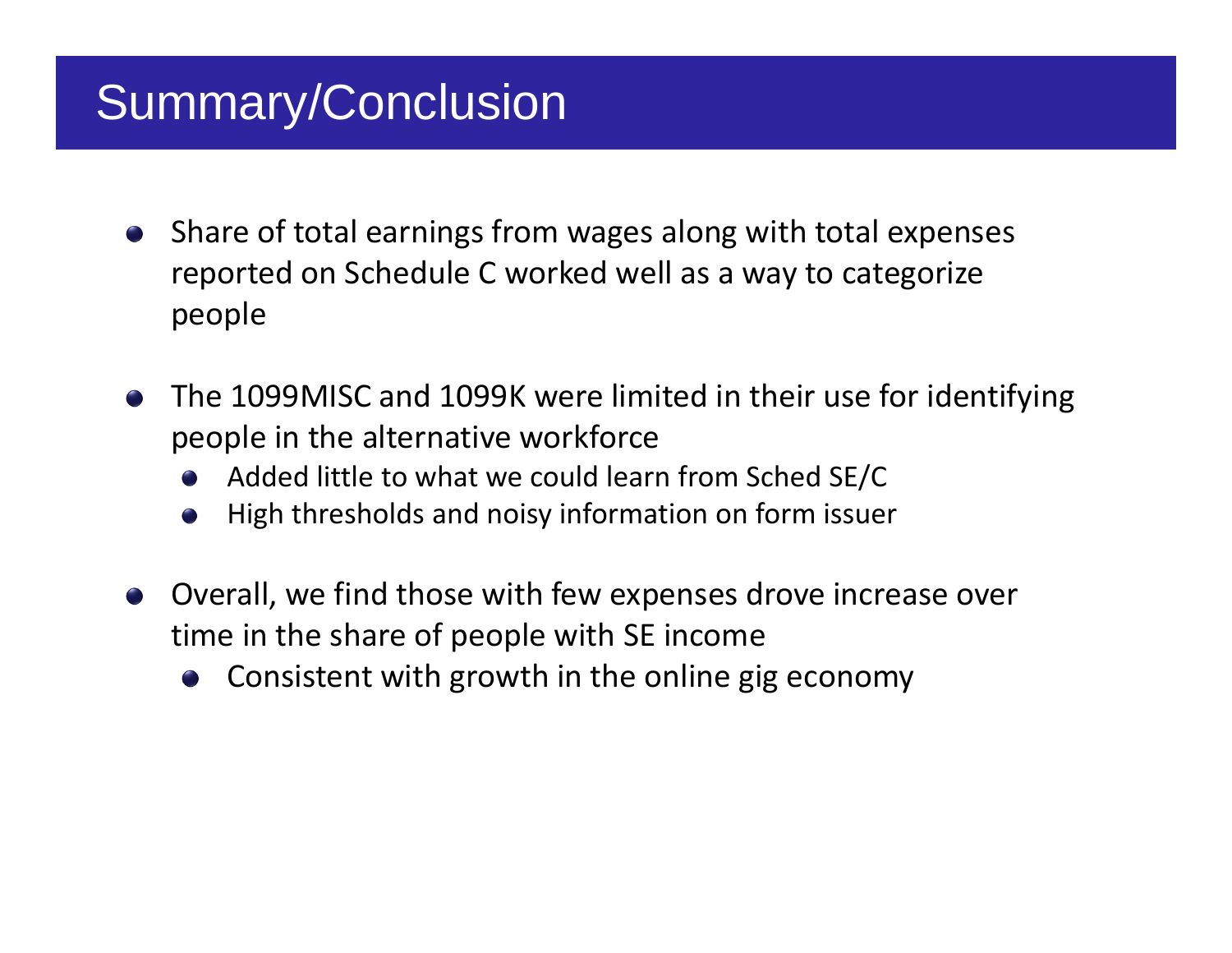# Summary/Conclusion

- Share of total earnings from wages along with total expenses reported on Schedule C worked well as a way to categorize people
- The 1099MISC and 1099K were limited in their use for identifying people in the alternative workforce
  - Added little to what we could learn from Sched SE/C
  - High thresholds and noisy information on form issuer
- Overall, we find those with few expenses drove increase over time in the share of people with SE income
  - Consistent with growth in the online gig economy